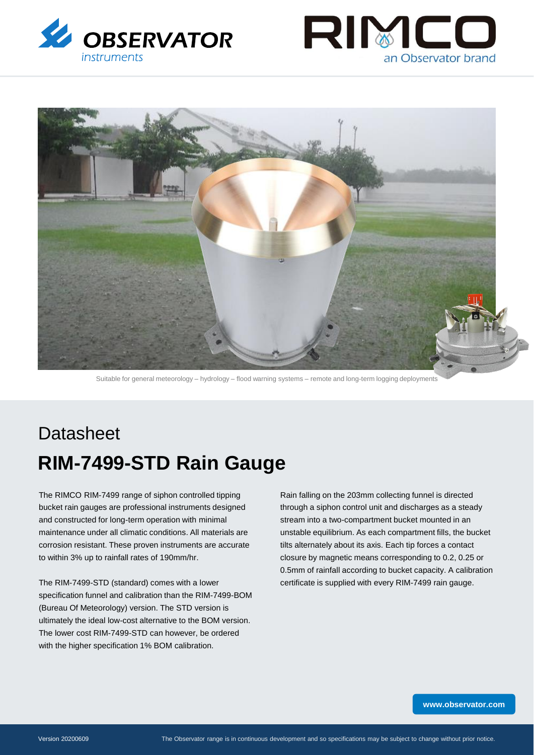Suitable for general meteorology – hydrology – flood warning systems – remote and long-term logging deployments

# Datasheet

## RIM-7499-STD Rain Gauge

The RIMCO RIM-7499 range of siphon controlled tipping bucket rain gauges are professional instruments designed and constructed for long-term operation with minimal maintenance under all climatic conditions. All materials are corrosion resistant. These proven instruments are accurate to within 3% up to rainfall rates of 190mm/hr.

The RIM-7499-STD (standard) comes with a lower specification funnel and calibration than the RIM-7499-BOM (Bureau Of Meteorology) version. The STD version is ultimately the ideal low-cost alternative to the BOM version. The lower cost RIM-7499-STD can however, be ordered with the higher specification 1% BOM calibration.

Rain falling on the 203mm collecting funnel is directed through a siphon control unit and discharges as a steady stream into a two-compartment bucket mounted in an unstable equilibrium. As each compartment fills, the bucket tilts alternately about its axis. Each tip forces a contact closure by magnetic means corresponding to 0.2, 0.25 or 0.5mm of rainfall according to bucket capacity. A calibration certificate is supplied with every RIM-7499 rain gauge.

www.observator.com

Version 20200609

The Observator range is in continuous development and so specifications may be subject to change without prior notice.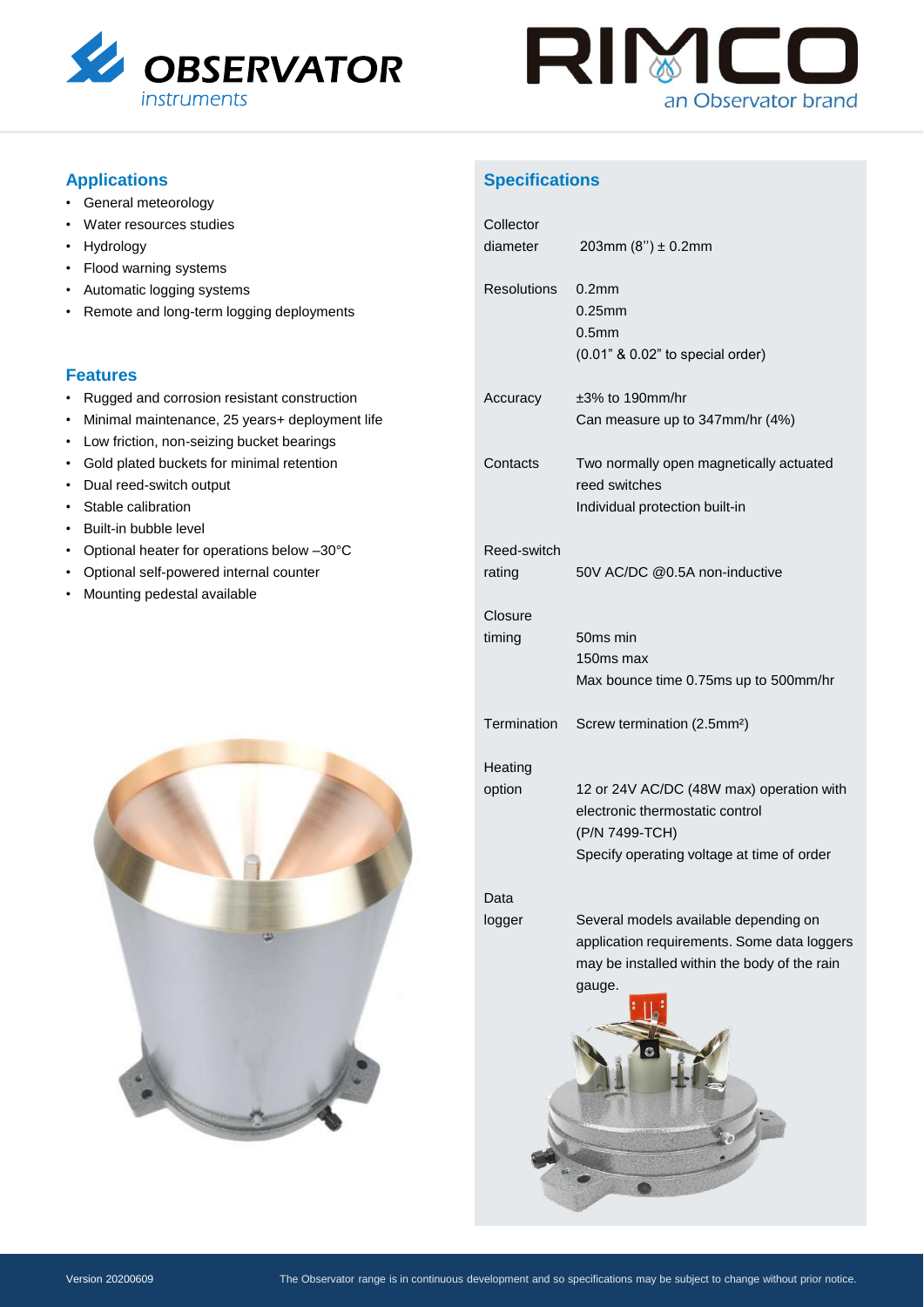## Applications

- General meteorology
- Water resources studies
- Hydrology
- Flood warning systems
- Automatic logging systems
- Remote and long-term logging deployments

## Features

- Rugged and corrosion resistant construction
- Minimal maintenance, 25 years+ deployment life
- Low friction, non-seizing bucket bearings
- Gold plated buckets for minimal retention
- Dual reed-switch output
- Stable calibration
- Built-in bubble level
- Optional heater for operations below –30°C
- Optional self-powered internal counter
- Mounting pedestal available

## Specifications

| | |
|---|---|
| Collector diameter | 203mm (8'') ± 0.2mm |
| Resolutions | 0.2mm<br>0.25mm<br>0.5mm<br>(0.01" & 0.02" to special order) |
| Accuracy | ±3% to 190mm/hr<br>Can measure up to 347mm/hr (4%) |
| Contacts | Two normally open magnetically actuated reed switches<br>Individual protection built-in |
| Reed-switch rating | 50V AC/DC @0.5A non-inductive |
| Closure timing | 50ms min<br>150ms max<br>Max bounce time 0.75ms up to 500mm/hr |
| Termination | Screw termination (2.5mm²) |
| Heating option | 12 or 24V AC/DC (48W max) operation with electronic thermostatic control<br>(P/N 7499-TCH)<br>Specify operating voltage at time of order |
| Data logger | Several models available depending on application requirements. Some data loggers may be installed within the body of the rain gauge. |

Version 20200609

The Observator range is in continuous development and so specifications may be subject to change without prior notice.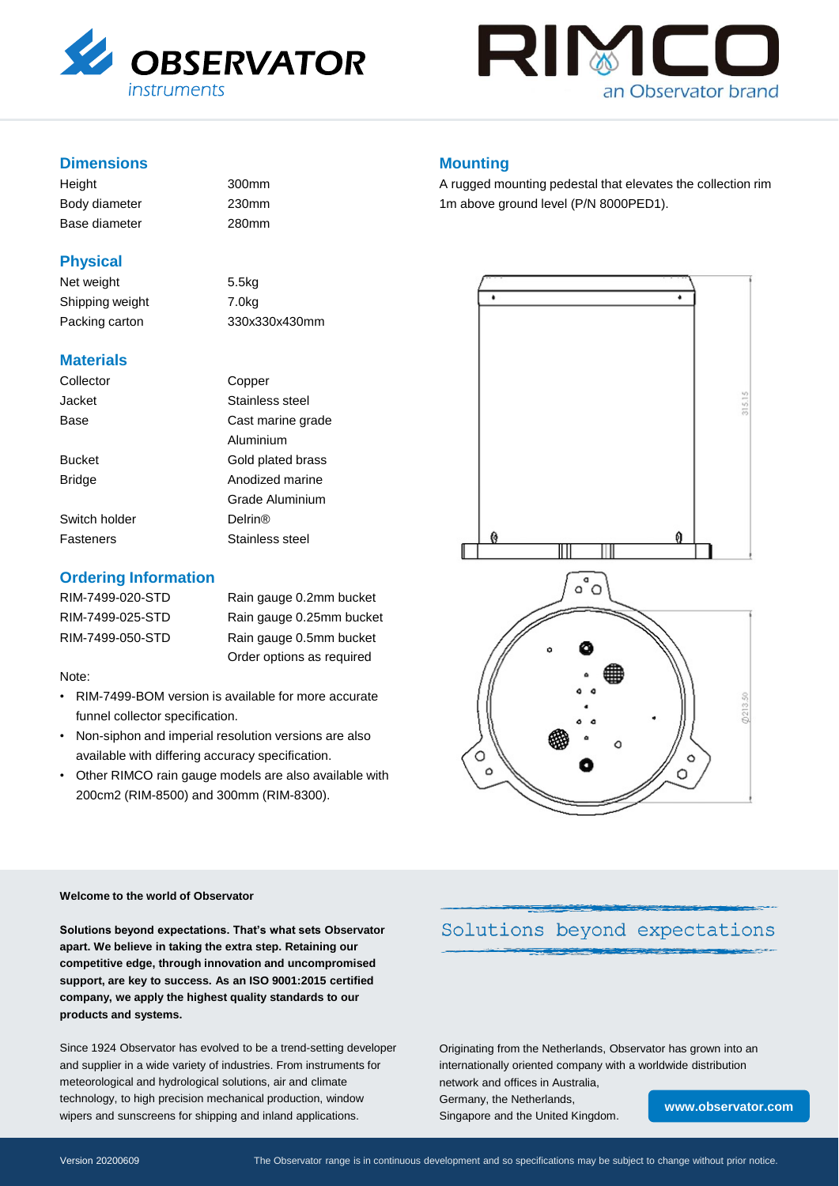## Dimensions

| | |
|---|---|
| Height | 300mm |
| Body diameter | 230mm |
| Base diameter | 280mm |

## Physical

| | |
|---|---|
| Net weight | 5.5kg |
| Shipping weight | 7.0kg |
| Packing carton | 330x330x430mm |

## Materials

| | |
|---|---|
| Collector | Copper |
| Jacket | Stainless steel |
| Base | Cast marine grade Aluminium |
| Bucket | Gold plated brass |
| Bridge | Anodized marine Grade Aluminium |
| Switch holder | Delrin® |
| Fasteners | Stainless steel |

## Ordering Information

| | |
|---|---|
| RIM-7499-020-STD | Rain gauge 0.2mm bucket |
| RIM-7499-025-STD | Rain gauge 0.25mm bucket |
| RIM-7499-050-STD | Rain gauge 0.5mm bucket |
| | Order options as required |

Note:

- RIM-7499-BOM version is available for more accurate funnel collector specification.
- Non-siphon and imperial resolution versions are also available with differing accuracy specification.
- Other RIMCO rain gauge models are also available with 200cm2 (RIM-8500) and 300mm (RIM-8300).

## Mounting

A rugged mounting pedestal that elevates the collection rim 1m above ground level (P/N 8000PED1).

315.15

Ø213.50

**Welcome to the world of Observator**

**Solutions beyond expectations. That's what sets Observator apart. We believe in taking the extra step. Retaining our competitive edge, through innovation and uncompromised support, are key to success. As an ISO 9001:2015 certified company, we apply the highest quality standards to our products and systems.**

Since 1924 Observator has evolved to be a trend-setting developer and supplier in a wide variety of industries. From instruments for meteorological and hydrological solutions, air and climate technology, to high precision mechanical production, window wipers and sunscreens for shipping and inland applications.

Solutions beyond expectations

Originating from the Netherlands, Observator has grown into an internationally oriented company with a worldwide distribution network and offices in Australia, Germany, the Netherlands, Singapore and the United Kingdom.

**www.observator.com**

Version 20200609

The Observator range is in continuous development and so specifications may be subject to change without prior notice.